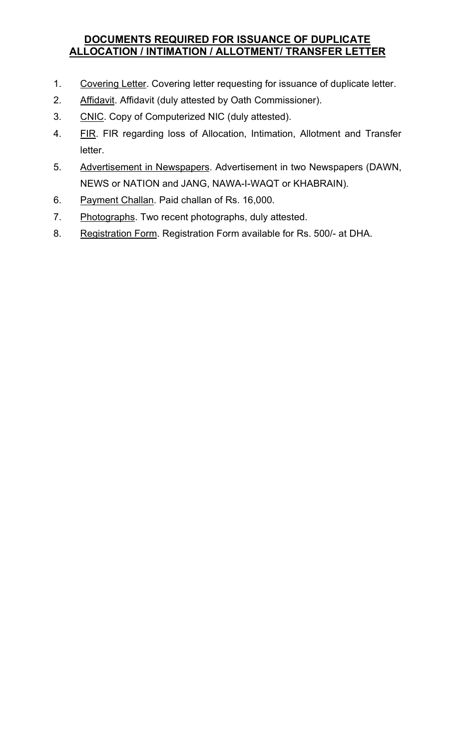# DOCUMENTS REQUIRED FOR ISSUANCE OF DUPLICATE ALLOCATION / INTIMATION / ALLOTMENT/ TRANSFER LETTER

1. Covering Letter. Covering letter requesting for issuance of duplicate letter.
2. Affidavit. Affidavit (duly attested by Oath Commissioner).
3. CNIC. Copy of Computerized NIC (duly attested).
4. FIR. FIR regarding loss of Allocation, Intimation, Allotment and Transfer letter.
5. Advertisement in Newspapers. Advertisement in two Newspapers (DAWN, NEWS or NATION and JANG, NAWA-I-WAQT or KHABRAIN).
6. Payment Challan. Paid challan of Rs. 16,000.
7. Photographs. Two recent photographs, duly attested.
8. Registration Form. Registration Form available for Rs. 500/- at DHA.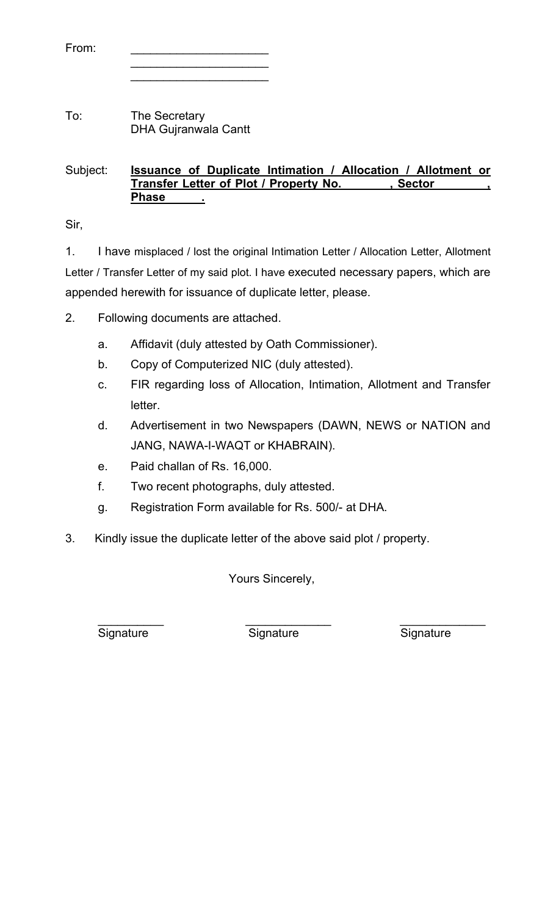From: ____________________
____________________
____________________

To: The Secretary
DHA Gujranwala Cantt

Subject: **Issuance of Duplicate Intimation / Allocation / Allotment or Transfer Letter of Plot / Property No. ______, Sector ______, Phase ______.**

Sir,

1. I have misplaced / lost the original Intimation Letter / Allocation Letter, Allotment Letter / Transfer Letter of my said plot. I have executed necessary papers, which are appended herewith for issuance of duplicate letter, please.

2. Following documents are attached.

   a. Affidavit (duly attested by Oath Commissioner).

   b. Copy of Computerized NIC (duly attested).

   c. FIR regarding loss of Allocation, Intimation, Allotment and Transfer letter.

   d. Advertisement in two Newspapers (DAWN, NEWS or NATION and JANG, NAWA-I-WAQT or KHABRAIN).

   e. Paid challan of Rs. 16,000.

   f. Two recent photographs, duly attested.

   g. Registration Form available for Rs. 500/- at DHA.

3. Kindly issue the duplicate letter of the above said plot / property.

Yours Sincerely,

| __________ | __________ | __________ |
|---|---|---|
| Signature | Signature | Signature |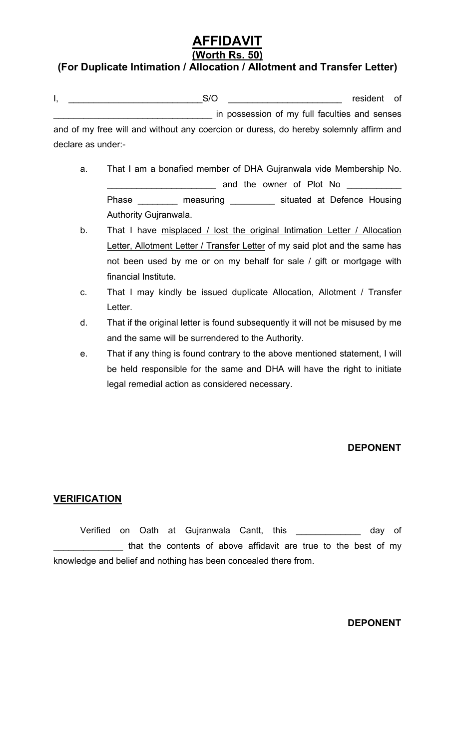# AFFIDAVIT

## (Worth Rs. 50)

## (For Duplicate Intimation / Allocation / Allotment and Transfer Letter)

I, ___________________________S/O _______________________ resident of ________________________________ in possession of my full faculties and senses and of my free will and without any coercion or duress, do hereby solemnly affirm and declare as under:-

a. That I am a bonafied member of DHA Gujranwala vide Membership No. ______________________ and the owner of Plot No ___________ Phase ________ measuring _________ situated at Defence Housing Authority Gujranwala.

b. That I have misplaced / lost the original Intimation Letter / Allocation Letter, Allotment Letter / Transfer Letter of my said plot and the same has not been used by me or on my behalf for sale / gift or mortgage with financial Institute.

c. That I may kindly be issued duplicate Allocation, Allotment / Transfer Letter.

d. That if the original letter is found subsequently it will not be misused by me and the same will be surrendered to the Authority.

e. That if any thing is found contrary to the above mentioned statement, I will be held responsible for the same and DHA will have the right to initiate legal remedial action as considered necessary.

**DEPONENT**

**VERIFICATION**

Verified on Oath at Gujranwala Cantt, this _____________ day of ______________ that the contents of above affidavit are true to the best of my knowledge and belief and nothing has been concealed there from.

**DEPONENT**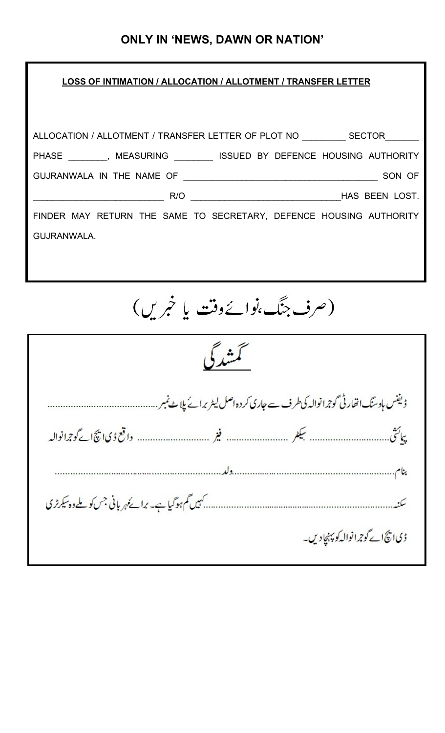**ONLY IN 'NEWS, DAWN OR NATION'**

**LOSS OF INTIMATION / ALLOCATION / ALLOTMENT / TRANSFER LETTER**

ALLOCATION / ALLOTMENT / TRANSFER LETTER OF PLOT NO ________ SECTOR______ PHASE _______, MEASURING _______ ISSUED BY DEFENCE HOUSING AUTHORITY GUJRANWALA IN THE NAME OF ____________________________________ SON OF _________________________ R/O ____________________________HAS BEEN LOST. FINDER MAY RETURN THE SAME TO SECRETARY, DEFENCE HOUSING AUTHORITY GUJRANWALA.

(صرف جنگ،نوائے وقت یا خبریں)

**گمشدگی**

ڈیفنس ہاوسنگ اتھارٹی گوجرانوالہ کی طرف سے جاری کردہ اصل لیٹر برائے پلاٹ نمبر..........................................

پیمائش.............................. سیکٹر ....................... فیز ........................... واقع ڈی ایچ اے گوجرانوالہ

بنام.............................................................ولد..................................................................

سکنہ...........................................................................کہیں گم ہوگیا ہے۔ برائے مہربانی جس کو ملے وہ سیکرٹری

ڈی ایچ اے گوجرانوالہ کو پہنچادیں۔